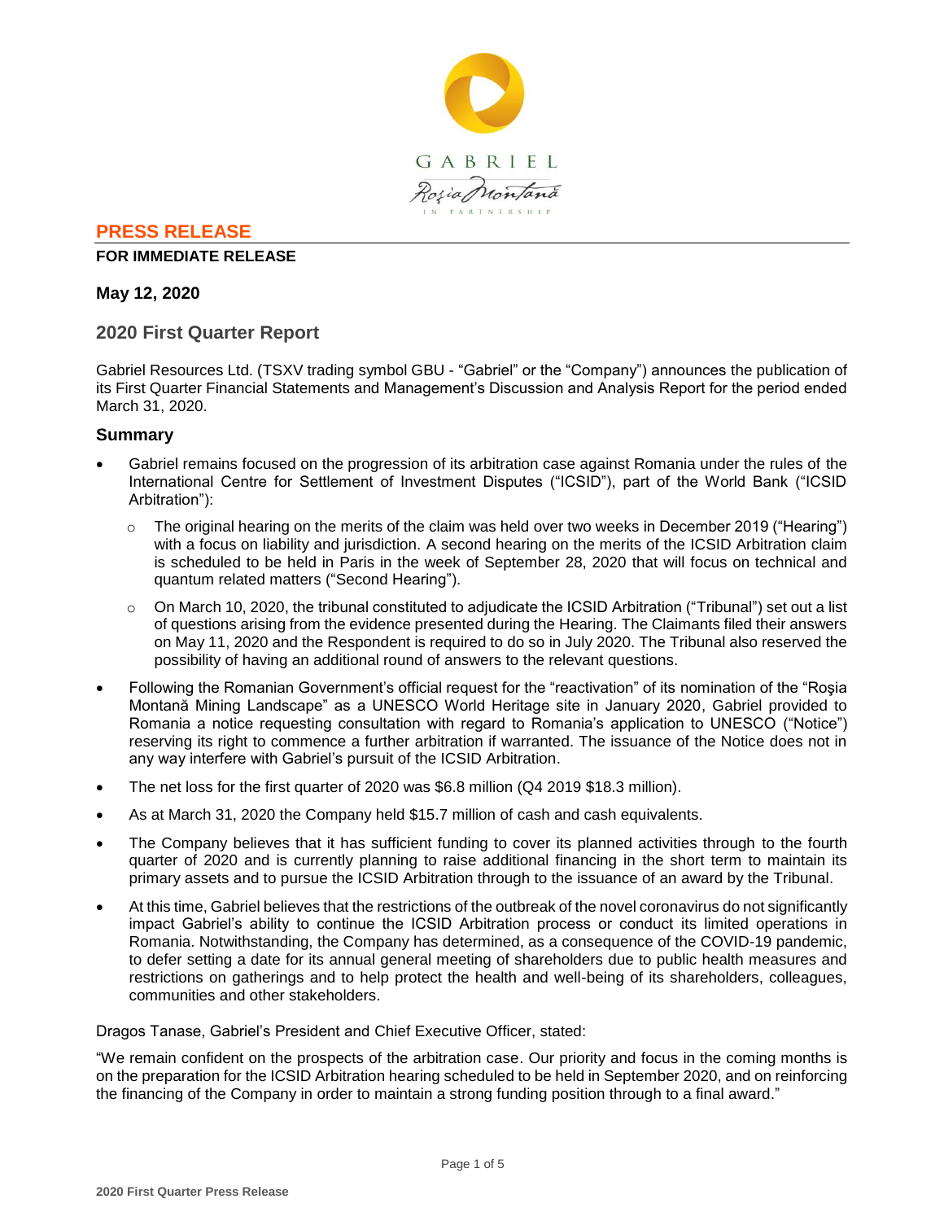GABRIEL

Roşia Montană

IN PARTNERSHIP

## PRESS RELEASE

**FOR IMMEDIATE RELEASE**

**May 12, 2020**

## 2020 First Quarter Report

Gabriel Resources Ltd. (TSXV trading symbol GBU - "Gabriel" or the "Company") announces the publication of its First Quarter Financial Statements and Management's Discussion and Analysis Report for the period ended March 31, 2020.

### Summary

- Gabriel remains focused on the progression of its arbitration case against Romania under the rules of the International Centre for Settlement of Investment Disputes ("ICSID"), part of the World Bank ("ICSID Arbitration"):
    - The original hearing on the merits of the claim was held over two weeks in December 2019 ("Hearing") with a focus on liability and jurisdiction. A second hearing on the merits of the ICSID Arbitration claim is scheduled to be held in Paris in the week of September 28, 2020 that will focus on technical and quantum related matters ("Second Hearing").
    - On March 10, 2020, the tribunal constituted to adjudicate the ICSID Arbitration ("Tribunal") set out a list of questions arising from the evidence presented during the Hearing. The Claimants filed their answers on May 11, 2020 and the Respondent is required to do so in July 2020. The Tribunal also reserved the possibility of having an additional round of answers to the relevant questions.
- Following the Romanian Government's official request for the "reactivation" of its nomination of the "Roşia Montană Mining Landscape" as a UNESCO World Heritage site in January 2020, Gabriel provided to Romania a notice requesting consultation with regard to Romania's application to UNESCO ("Notice") reserving its right to commence a further arbitration if warranted. The issuance of the Notice does not in any way interfere with Gabriel's pursuit of the ICSID Arbitration.
- The net loss for the first quarter of 2020 was $6.8 million (Q4 2019 $18.3 million).
- As at March 31, 2020 the Company held $15.7 million of cash and cash equivalents.
- The Company believes that it has sufficient funding to cover its planned activities through to the fourth quarter of 2020 and is currently planning to raise additional financing in the short term to maintain its primary assets and to pursue the ICSID Arbitration through to the issuance of an award by the Tribunal.
- At this time, Gabriel believes that the restrictions of the outbreak of the novel coronavirus do not significantly impact Gabriel's ability to continue the ICSID Arbitration process or conduct its limited operations in Romania. Notwithstanding, the Company has determined, as a consequence of the COVID-19 pandemic, to defer setting a date for its annual general meeting of shareholders due to public health measures and restrictions on gatherings and to help protect the health and well-being of its shareholders, colleagues, communities and other stakeholders.

Dragos Tanase, Gabriel's President and Chief Executive Officer, stated:

"We remain confident on the prospects of the arbitration case. Our priority and focus in the coming months is on the preparation for the ICSID Arbitration hearing scheduled to be held in September 2020, and on reinforcing the financing of the Company in order to maintain a strong funding position through to a final award."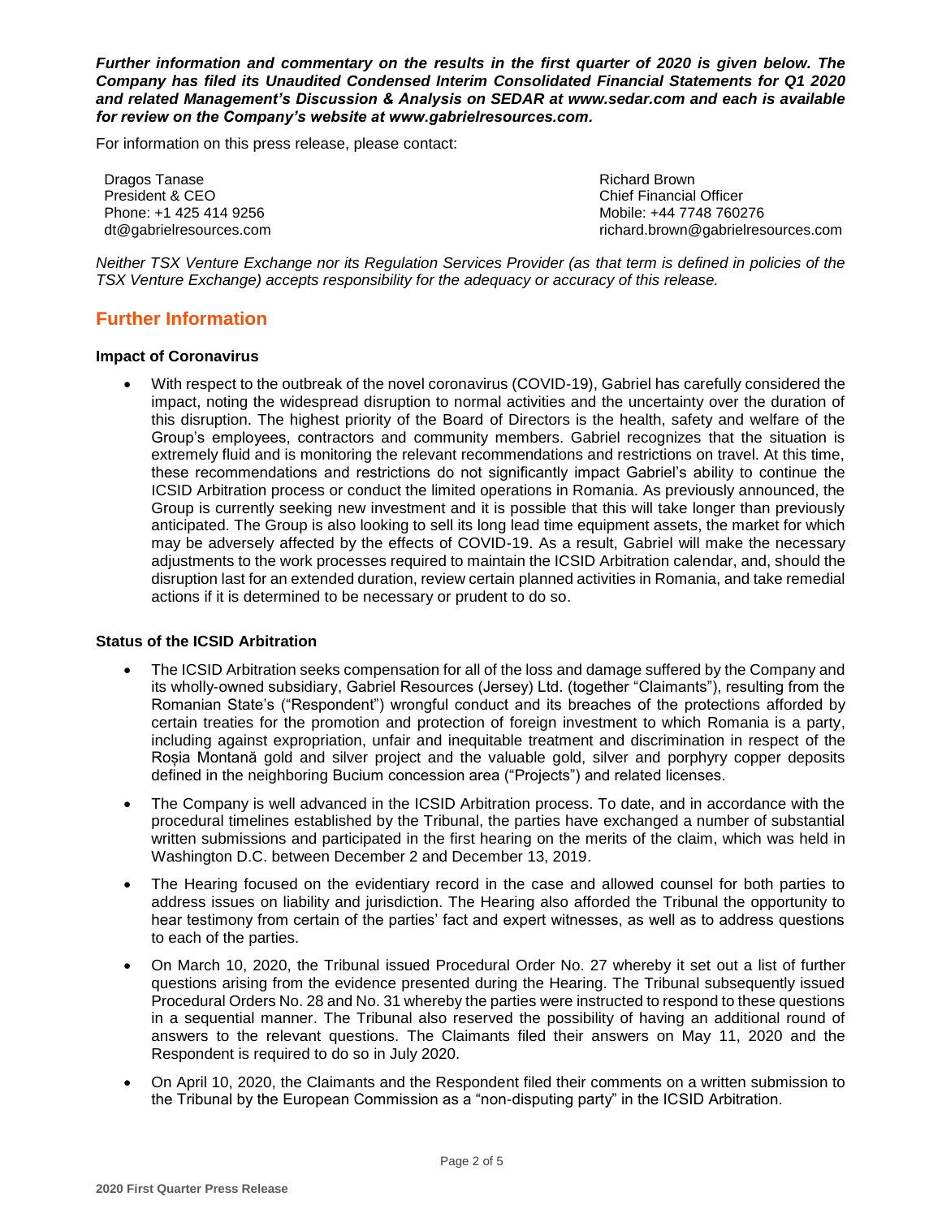***Further information and commentary on the results in the first quarter of 2020 is given below. The Company has filed its Unaudited Condensed Interim Consolidated Financial Statements for Q1 2020 and related Management's Discussion & Analysis on SEDAR at www.sedar.com and each is available for review on the Company's website at www.gabrielresources.com.***

For information on this press release, please contact:

| | |
|---|---|
| Dragos Tanase | Richard Brown |
| President & CEO | Chief Financial Officer |
| Phone: +1 425 414 9256 | Mobile: +44 7748 760276 |
| dt@gabrielresources.com | richard.brown@gabrielresources.com |

*Neither TSX Venture Exchange nor its Regulation Services Provider (as that term is defined in policies of the TSX Venture Exchange) accepts responsibility for the adequacy or accuracy of this release.*

## Further Information

### Impact of Coronavirus

- With respect to the outbreak of the novel coronavirus (COVID-19), Gabriel has carefully considered the impact, noting the widespread disruption to normal activities and the uncertainty over the duration of this disruption. The highest priority of the Board of Directors is the health, safety and welfare of the Group's employees, contractors and community members. Gabriel recognizes that the situation is extremely fluid and is monitoring the relevant recommendations and restrictions on travel. At this time, these recommendations and restrictions do not significantly impact Gabriel's ability to continue the ICSID Arbitration process or conduct the limited operations in Romania. As previously announced, the Group is currently seeking new investment and it is possible that this will take longer than previously anticipated. The Group is also looking to sell its long lead time equipment assets, the market for which may be adversely affected by the effects of COVID-19. As a result, Gabriel will make the necessary adjustments to the work processes required to maintain the ICSID Arbitration calendar, and, should the disruption last for an extended duration, review certain planned activities in Romania, and take remedial actions if it is determined to be necessary or prudent to do so.

### Status of the ICSID Arbitration

- The ICSID Arbitration seeks compensation for all of the loss and damage suffered by the Company and its wholly-owned subsidiary, Gabriel Resources (Jersey) Ltd. (together "Claimants"), resulting from the Romanian State's ("Respondent") wrongful conduct and its breaches of the protections afforded by certain treaties for the promotion and protection of foreign investment to which Romania is a party, including against expropriation, unfair and inequitable treatment and discrimination in respect of the Roșia Montană gold and silver project and the valuable gold, silver and porphyry copper deposits defined in the neighboring Bucium concession area ("Projects") and related licenses.
- The Company is well advanced in the ICSID Arbitration process. To date, and in accordance with the procedural timelines established by the Tribunal, the parties have exchanged a number of substantial written submissions and participated in the first hearing on the merits of the claim, which was held in Washington D.C. between December 2 and December 13, 2019.
- The Hearing focused on the evidentiary record in the case and allowed counsel for both parties to address issues on liability and jurisdiction. The Hearing also afforded the Tribunal the opportunity to hear testimony from certain of the parties' fact and expert witnesses, as well as to address questions to each of the parties.
- On March 10, 2020, the Tribunal issued Procedural Order No. 27 whereby it set out a list of further questions arising from the evidence presented during the Hearing. The Tribunal subsequently issued Procedural Orders No. 28 and No. 31 whereby the parties were instructed to respond to these questions in a sequential manner. The Tribunal also reserved the possibility of having an additional round of answers to the relevant questions. The Claimants filed their answers on May 11, 2020 and the Respondent is required to do so in July 2020.
- On April 10, 2020, the Claimants and the Respondent filed their comments on a written submission to the Tribunal by the European Commission as a "non-disputing party" in the ICSID Arbitration.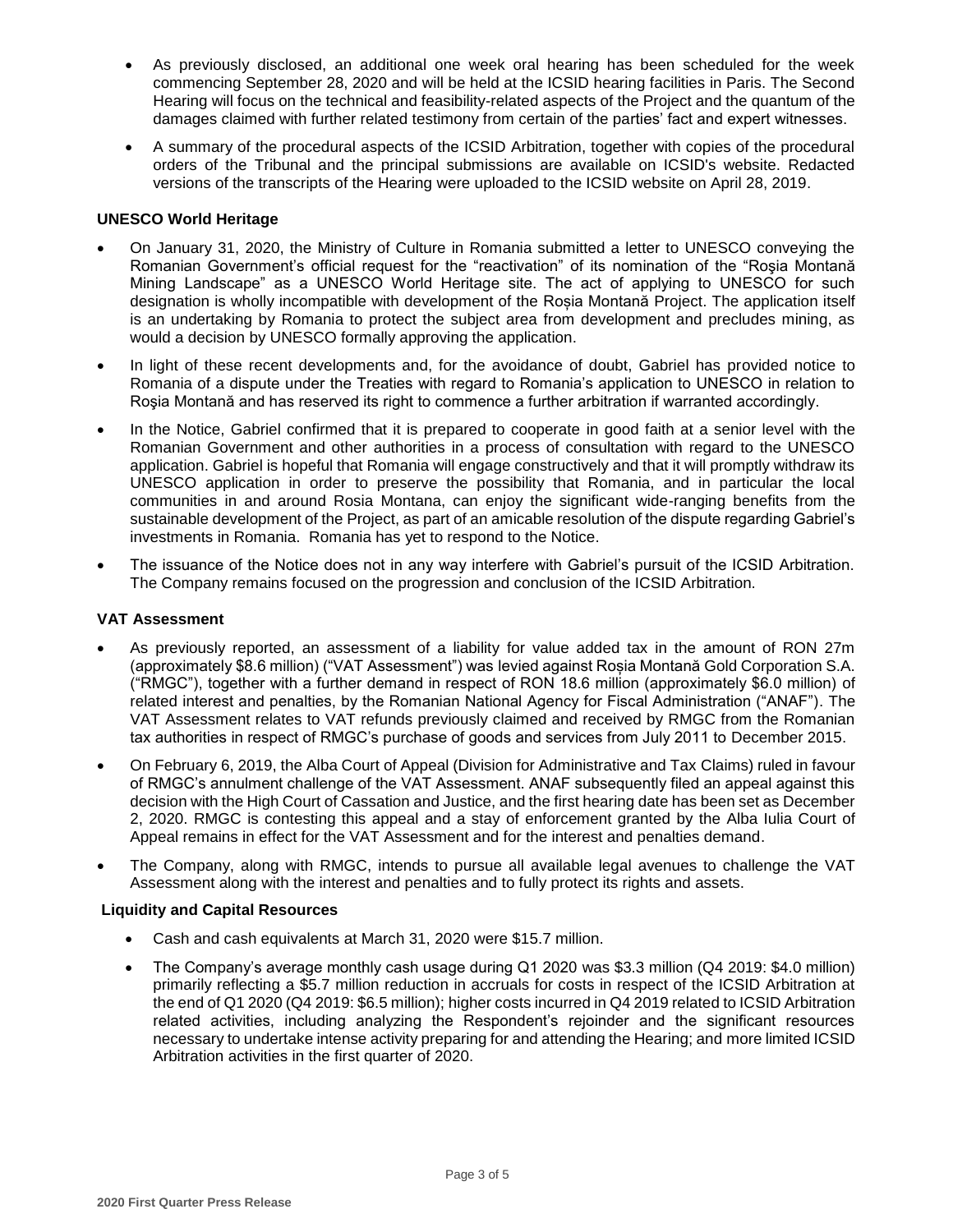- As previously disclosed, an additional one week oral hearing has been scheduled for the week commencing September 28, 2020 and will be held at the ICSID hearing facilities in Paris. The Second Hearing will focus on the technical and feasibility-related aspects of the Project and the quantum of the damages claimed with further related testimony from certain of the parties' fact and expert witnesses.
- A summary of the procedural aspects of the ICSID Arbitration, together with copies of the procedural orders of the Tribunal and the principal submissions are available on ICSID's website. Redacted versions of the transcripts of the Hearing were uploaded to the ICSID website on April 28, 2019.

**UNESCO World Heritage**

- On January 31, 2020, the Ministry of Culture in Romania submitted a letter to UNESCO conveying the Romanian Government's official request for the "reactivation" of its nomination of the "Roşia Montană Mining Landscape" as a UNESCO World Heritage site. The act of applying to UNESCO for such designation is wholly incompatible with development of the Roșia Montană Project. The application itself is an undertaking by Romania to protect the subject area from development and precludes mining, as would a decision by UNESCO formally approving the application.
- In light of these recent developments and, for the avoidance of doubt, Gabriel has provided notice to Romania of a dispute under the Treaties with regard to Romania's application to UNESCO in relation to Roşia Montană and has reserved its right to commence a further arbitration if warranted accordingly.
- In the Notice, Gabriel confirmed that it is prepared to cooperate in good faith at a senior level with the Romanian Government and other authorities in a process of consultation with regard to the UNESCO application. Gabriel is hopeful that Romania will engage constructively and that it will promptly withdraw its UNESCO application in order to preserve the possibility that Romania, and in particular the local communities in and around Rosia Montana, can enjoy the significant wide-ranging benefits from the sustainable development of the Project, as part of an amicable resolution of the dispute regarding Gabriel's investments in Romania. Romania has yet to respond to the Notice.
- The issuance of the Notice does not in any way interfere with Gabriel's pursuit of the ICSID Arbitration. The Company remains focused on the progression and conclusion of the ICSID Arbitration.

**VAT Assessment**

- As previously reported, an assessment of a liability for value added tax in the amount of RON 27m (approximately $8.6 million) ("VAT Assessment") was levied against Roșia Montană Gold Corporation S.A. ("RMGC"), together with a further demand in respect of RON 18.6 million (approximately $6.0 million) of related interest and penalties, by the Romanian National Agency for Fiscal Administration ("ANAF"). The VAT Assessment relates to VAT refunds previously claimed and received by RMGC from the Romanian tax authorities in respect of RMGC's purchase of goods and services from July 2011 to December 2015.
- On February 6, 2019, the Alba Court of Appeal (Division for Administrative and Tax Claims) ruled in favour of RMGC's annulment challenge of the VAT Assessment. ANAF subsequently filed an appeal against this decision with the High Court of Cassation and Justice, and the first hearing date has been set as December 2, 2020. RMGC is contesting this appeal and a stay of enforcement granted by the Alba Iulia Court of Appeal remains in effect for the VAT Assessment and for the interest and penalties demand.
- The Company, along with RMGC, intends to pursue all available legal avenues to challenge the VAT Assessment along with the interest and penalties and to fully protect its rights and assets.

**Liquidity and Capital Resources**

- Cash and cash equivalents at March 31, 2020 were $15.7 million.
- The Company's average monthly cash usage during Q1 2020 was $3.3 million (Q4 2019: $4.0 million) primarily reflecting a $5.7 million reduction in accruals for costs in respect of the ICSID Arbitration at the end of Q1 2020 (Q4 2019: $6.5 million); higher costs incurred in Q4 2019 related to ICSID Arbitration related activities, including analyzing the Respondent's rejoinder and the significant resources necessary to undertake intense activity preparing for and attending the Hearing; and more limited ICSID Arbitration activities in the first quarter of 2020.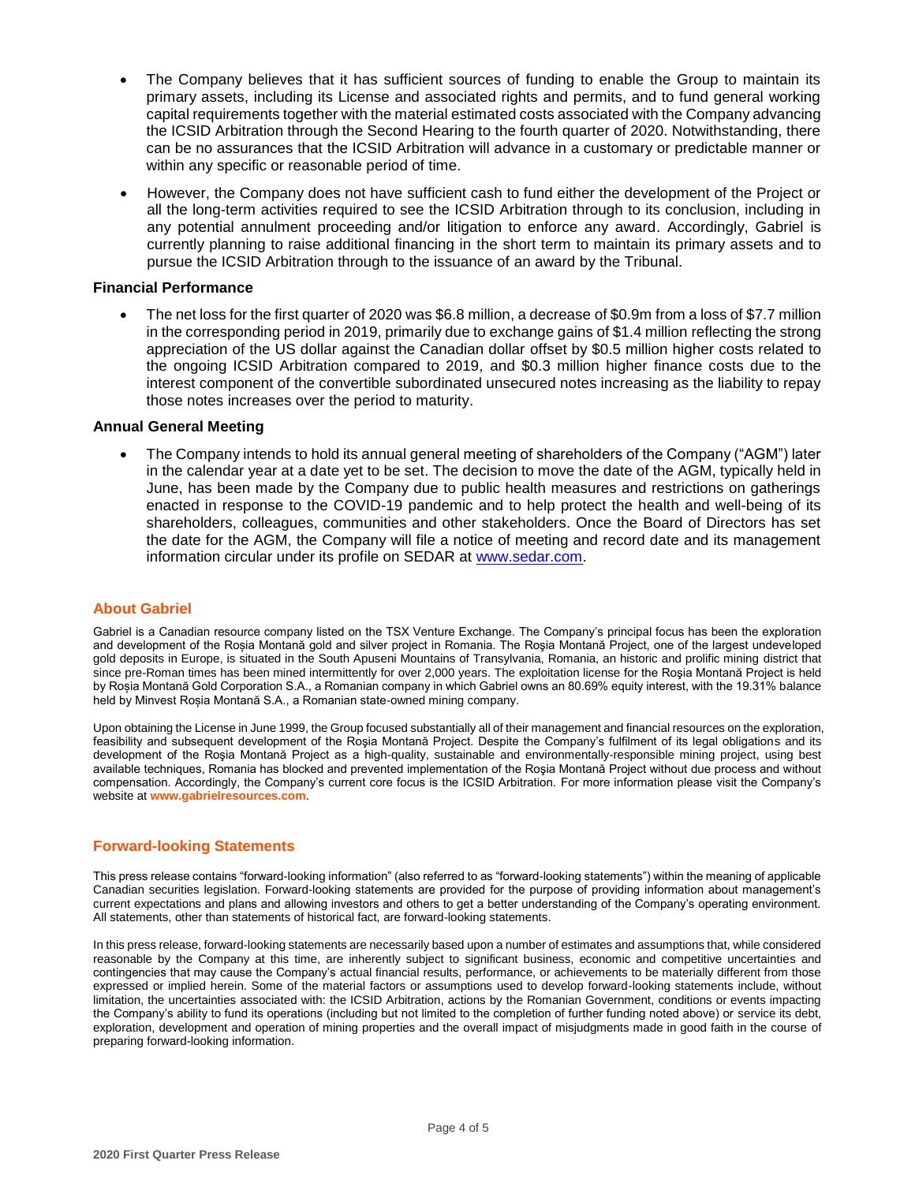- The Company believes that it has sufficient sources of funding to enable the Group to maintain its primary assets, including its License and associated rights and permits, and to fund general working capital requirements together with the material estimated costs associated with the Company advancing the ICSID Arbitration through the Second Hearing to the fourth quarter of 2020. Notwithstanding, there can be no assurances that the ICSID Arbitration will advance in a customary or predictable manner or within any specific or reasonable period of time.
- However, the Company does not have sufficient cash to fund either the development of the Project or all the long-term activities required to see the ICSID Arbitration through to its conclusion, including in any potential annulment proceeding and/or litigation to enforce any award. Accordingly, Gabriel is currently planning to raise additional financing in the short term to maintain its primary assets and to pursue the ICSID Arbitration through to the issuance of an award by the Tribunal.

**Financial Performance**

- The net loss for the first quarter of 2020 was $6.8 million, a decrease of $0.9m from a loss of $7.7 million in the corresponding period in 2019, primarily due to exchange gains of $1.4 million reflecting the strong appreciation of the US dollar against the Canadian dollar offset by $0.5 million higher costs related to the ongoing ICSID Arbitration compared to 2019, and $0.3 million higher finance costs due to the interest component of the convertible subordinated unsecured notes increasing as the liability to repay those notes increases over the period to maturity.

**Annual General Meeting**

- The Company intends to hold its annual general meeting of shareholders of the Company ("AGM") later in the calendar year at a date yet to be set. The decision to move the date of the AGM, typically held in June, has been made by the Company due to public health measures and restrictions on gatherings enacted in response to the COVID-19 pandemic and to help protect the health and well-being of its shareholders, colleagues, communities and other stakeholders. Once the Board of Directors has set the date for the AGM, the Company will file a notice of meeting and record date and its management information circular under its profile on SEDAR at www.sedar.com.

## About Gabriel

Gabriel is a Canadian resource company listed on the TSX Venture Exchange. The Company's principal focus has been the exploration and development of the Roșia Montană gold and silver project in Romania. The Roşia Montană Project, one of the largest undeveloped gold deposits in Europe, is situated in the South Apuseni Mountains of Transylvania, Romania, an historic and prolific mining district that since pre-Roman times has been mined intermittently for over 2,000 years. The exploitation license for the Roşia Montană Project is held by Roșia Montană Gold Corporation S.A., a Romanian company in which Gabriel owns an 80.69% equity interest, with the 19.31% balance held by Minvest Roșia Montană S.A., a Romanian state-owned mining company.

Upon obtaining the License in June 1999, the Group focused substantially all of their management and financial resources on the exploration, feasibility and subsequent development of the Roşia Montană Project. Despite the Company's fulfilment of its legal obligations and its development of the Roşia Montană Project as a high-quality, sustainable and environmentally-responsible mining project, using best available techniques, Romania has blocked and prevented implementation of the Roşia Montană Project without due process and without compensation. Accordingly, the Company's current core focus is the ICSID Arbitration. For more information please visit the Company's website at **www.gabrielresources.com**.

## Forward-looking Statements

This press release contains "forward-looking information" (also referred to as "forward-looking statements") within the meaning of applicable Canadian securities legislation. Forward-looking statements are provided for the purpose of providing information about management's current expectations and plans and allowing investors and others to get a better understanding of the Company's operating environment. All statements, other than statements of historical fact, are forward-looking statements.

In this press release, forward-looking statements are necessarily based upon a number of estimates and assumptions that, while considered reasonable by the Company at this time, are inherently subject to significant business, economic and competitive uncertainties and contingencies that may cause the Company's actual financial results, performance, or achievements to be materially different from those expressed or implied herein. Some of the material factors or assumptions used to develop forward-looking statements include, without limitation, the uncertainties associated with: the ICSID Arbitration, actions by the Romanian Government, conditions or events impacting the Company's ability to fund its operations (including but not limited to the completion of further funding noted above) or service its debt, exploration, development and operation of mining properties and the overall impact of misjudgments made in good faith in the course of preparing forward-looking information.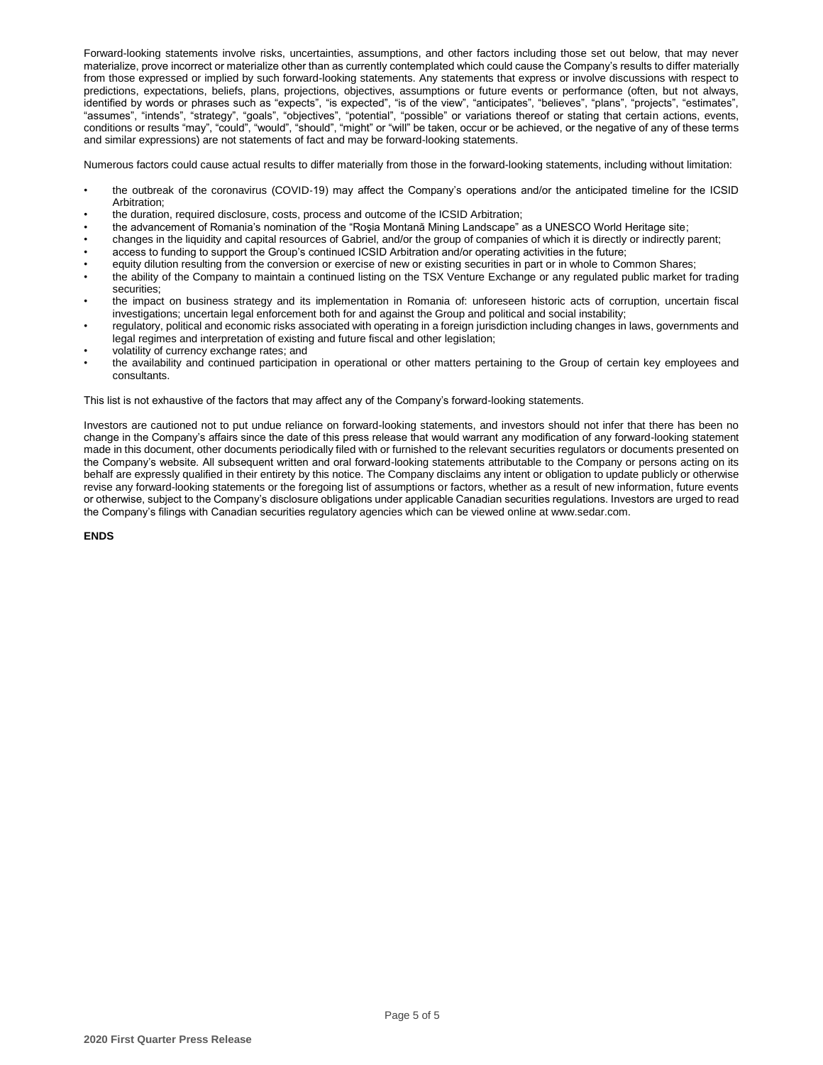Forward-looking statements involve risks, uncertainties, assumptions, and other factors including those set out below, that may never materialize, prove incorrect or materialize other than as currently contemplated which could cause the Company's results to differ materially from those expressed or implied by such forward-looking statements. Any statements that express or involve discussions with respect to predictions, expectations, beliefs, plans, projections, objectives, assumptions or future events or performance (often, but not always, identified by words or phrases such as "expects", "is expected", "is of the view", "anticipates", "believes", "plans", "projects", "estimates", "assumes", "intends", "strategy", "goals", "objectives", "potential", "possible" or variations thereof or stating that certain actions, events, conditions or results "may", "could", "would", "should", "might" or "will" be taken, occur or be achieved, or the negative of any of these terms and similar expressions) are not statements of fact and may be forward-looking statements.

Numerous factors could cause actual results to differ materially from those in the forward-looking statements, including without limitation:

- the outbreak of the coronavirus (COVID-19) may affect the Company's operations and/or the anticipated timeline for the ICSID Arbitration;
- the duration, required disclosure, costs, process and outcome of the ICSID Arbitration;
- the advancement of Romania's nomination of the "Roşia Montană Mining Landscape" as a UNESCO World Heritage site;
- changes in the liquidity and capital resources of Gabriel, and/or the group of companies of which it is directly or indirectly parent;
- access to funding to support the Group's continued ICSID Arbitration and/or operating activities in the future;
- equity dilution resulting from the conversion or exercise of new or existing securities in part or in whole to Common Shares;
- the ability of the Company to maintain a continued listing on the TSX Venture Exchange or any regulated public market for trading securities;
- the impact on business strategy and its implementation in Romania of: unforeseen historic acts of corruption, uncertain fiscal investigations; uncertain legal enforcement both for and against the Group and political and social instability;
- regulatory, political and economic risks associated with operating in a foreign jurisdiction including changes in laws, governments and legal regimes and interpretation of existing and future fiscal and other legislation;
- volatility of currency exchange rates; and
- the availability and continued participation in operational or other matters pertaining to the Group of certain key employees and consultants.

This list is not exhaustive of the factors that may affect any of the Company's forward-looking statements.

Investors are cautioned not to put undue reliance on forward-looking statements, and investors should not infer that there has been no change in the Company's affairs since the date of this press release that would warrant any modification of any forward-looking statement made in this document, other documents periodically filed with or furnished to the relevant securities regulators or documents presented on the Company's website. All subsequent written and oral forward-looking statements attributable to the Company or persons acting on its behalf are expressly qualified in their entirety by this notice. The Company disclaims any intent or obligation to update publicly or otherwise revise any forward-looking statements or the foregoing list of assumptions or factors, whether as a result of new information, future events or otherwise, subject to the Company's disclosure obligations under applicable Canadian securities regulations. Investors are urged to read the Company's filings with Canadian securities regulatory agencies which can be viewed online at www.sedar.com.

**ENDS**